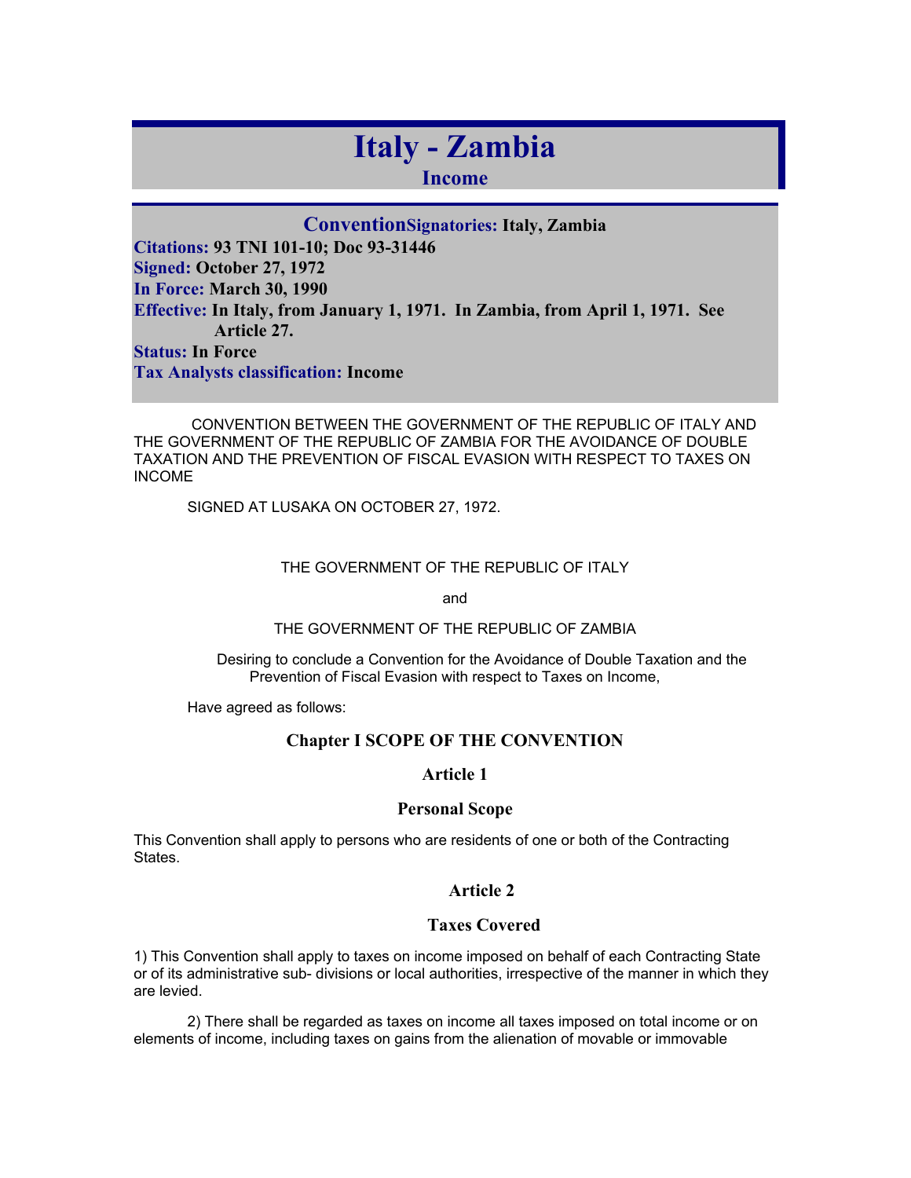# Italy - Zambia

## Income

**Convention** **Signatories:** Italy, Zambia

**Citations:** 93 TNI 101-10; Doc 93-31446

**Signed:** October 27, 1972

**In Force:** March 30, 1990

**Effective:** In Italy, from January 1, 1971. In Zambia, from April 1, 1971. See Article 27.

**Status:** In Force

**Tax Analysts classification:** Income

CONVENTION BETWEEN THE GOVERNMENT OF THE REPUBLIC OF ITALY AND THE GOVERNMENT OF THE REPUBLIC OF ZAMBIA FOR THE AVOIDANCE OF DOUBLE TAXATION AND THE PREVENTION OF FISCAL EVASION WITH RESPECT TO TAXES ON INCOME

SIGNED AT LUSAKA ON OCTOBER 27, 1972.

THE GOVERNMENT OF THE REPUBLIC OF ITALY

and

THE GOVERNMENT OF THE REPUBLIC OF ZAMBIA

Desiring to conclude a Convention for the Avoidance of Double Taxation and the Prevention of Fiscal Evasion with respect to Taxes on Income,

Have agreed as follows:

### Chapter I SCOPE OF THE CONVENTION

### Article 1

### Personal Scope

This Convention shall apply to persons who are residents of one or both of the Contracting States.

### Article 2

### Taxes Covered

1) This Convention shall apply to taxes on income imposed on behalf of each Contracting State or of its administrative sub- divisions or local authorities, irrespective of the manner in which they are levied.

2) There shall be regarded as taxes on income all taxes imposed on total income or on elements of income, including taxes on gains from the alienation of movable or immovable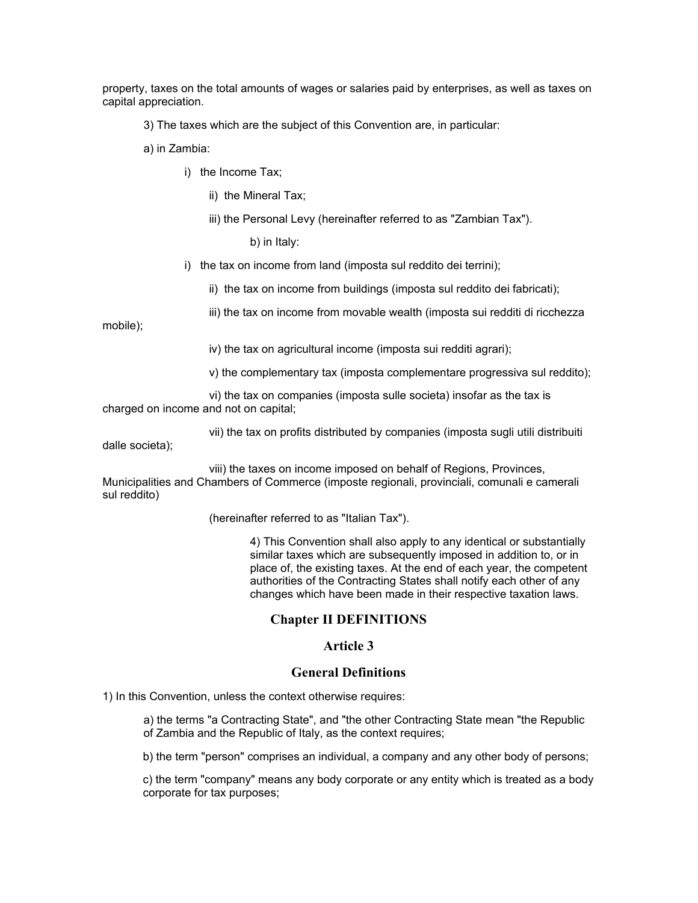property, taxes on the total amounts of wages or salaries paid by enterprises, as well as taxes on capital appreciation.

3) The taxes which are the subject of this Convention are, in particular:

a) in Zambia:

i) the Income Tax;

ii) the Mineral Tax;

iii) the Personal Levy (hereinafter referred to as "Zambian Tax").

b) in Italy:

i) the tax on income from land (imposta sul reddito dei terrini);

ii) the tax on income from buildings (imposta sul reddito dei fabricati);

iii) the tax on income from movable wealth (imposta sui redditi di ricchezza mobile);

iv) the tax on agricultural income (imposta sui redditi agrari);

v) the complementary tax (imposta complementare progressiva sul reddito);

vi) the tax on companies (imposta sulle societa) insofar as the tax is charged on income and not on capital;

vii) the tax on profits distributed by companies (imposta sugli utili distribuiti dalle societa);

viii) the taxes on income imposed on behalf of Regions, Provinces, Municipalities and Chambers of Commerce (imposte regionali, provinciali, comunali e camerali sul reddito)

(hereinafter referred to as "Italian Tax").

4) This Convention shall also apply to any identical or substantially similar taxes which are subsequently imposed in addition to, or in place of, the existing taxes. At the end of each year, the competent authorities of the Contracting States shall notify each other of any changes which have been made in their respective taxation laws.

## Chapter II DEFINITIONS

### Article 3

### General Definitions

1) In this Convention, unless the context otherwise requires:

a) the terms "a Contracting State", and "the other Contracting State mean "the Republic of Zambia and the Republic of Italy, as the context requires;

b) the term "person" comprises an individual, a company and any other body of persons;

c) the term "company" means any body corporate or any entity which is treated as a body corporate for tax purposes;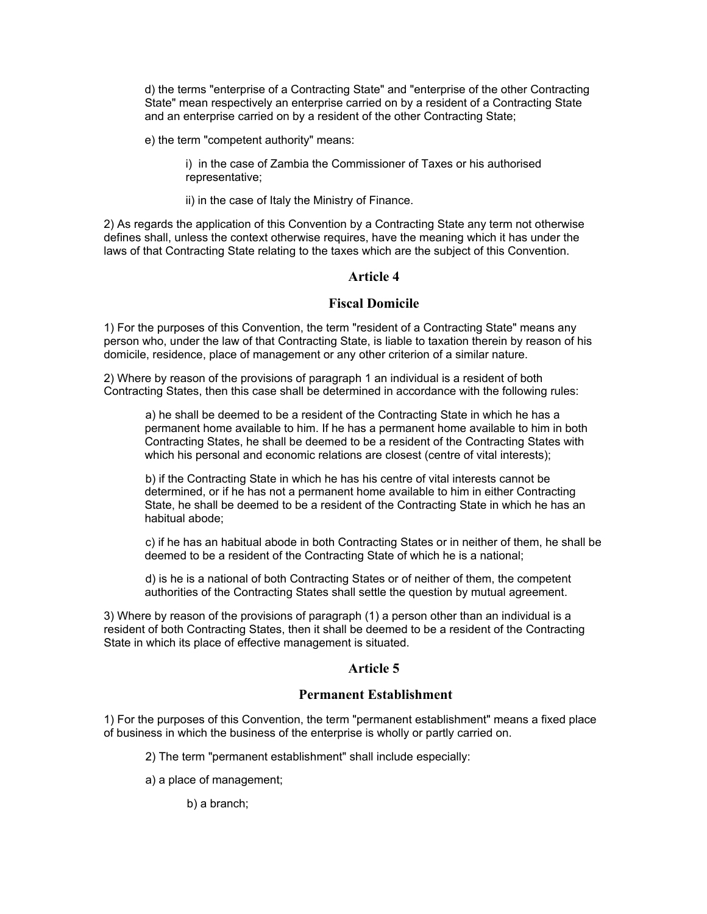d) the terms "enterprise of a Contracting State" and "enterprise of the other Contracting State" mean respectively an enterprise carried on by a resident of a Contracting State and an enterprise carried on by a resident of the other Contracting State;

e) the term "competent authority" means:

i) in the case of Zambia the Commissioner of Taxes or his authorised representative;

ii) in the case of Italy the Ministry of Finance.

2) As regards the application of this Convention by a Contracting State any term not otherwise defines shall, unless the context otherwise requires, have the meaning which it has under the laws of that Contracting State relating to the taxes which are the subject of this Convention.

## Article 4

## Fiscal Domicile

1) For the purposes of this Convention, the term "resident of a Contracting State" means any person who, under the law of that Contracting State, is liable to taxation therein by reason of his domicile, residence, place of management or any other criterion of a similar nature.

2) Where by reason of the provisions of paragraph 1 an individual is a resident of both Contracting States, then this case shall be determined in accordance with the following rules:

a) he shall be deemed to be a resident of the Contracting State in which he has a permanent home available to him. If he has a permanent home available to him in both Contracting States, he shall be deemed to be a resident of the Contracting States with which his personal and economic relations are closest (centre of vital interests);

b) if the Contracting State in which he has his centre of vital interests cannot be determined, or if he has not a permanent home available to him in either Contracting State, he shall be deemed to be a resident of the Contracting State in which he has an habitual abode;

c) if he has an habitual abode in both Contracting States or in neither of them, he shall be deemed to be a resident of the Contracting State of which he is a national;

d) is he is a national of both Contracting States or of neither of them, the competent authorities of the Contracting States shall settle the question by mutual agreement.

3) Where by reason of the provisions of paragraph (1) a person other than an individual is a resident of both Contracting States, then it shall be deemed to be a resident of the Contracting State in which its place of effective management is situated.

## Article 5

## Permanent Establishment

1) For the purposes of this Convention, the term "permanent establishment" means a fixed place of business in which the business of the enterprise is wholly or partly carried on.

2) The term "permanent establishment" shall include especially:

a) a place of management;

b) a branch;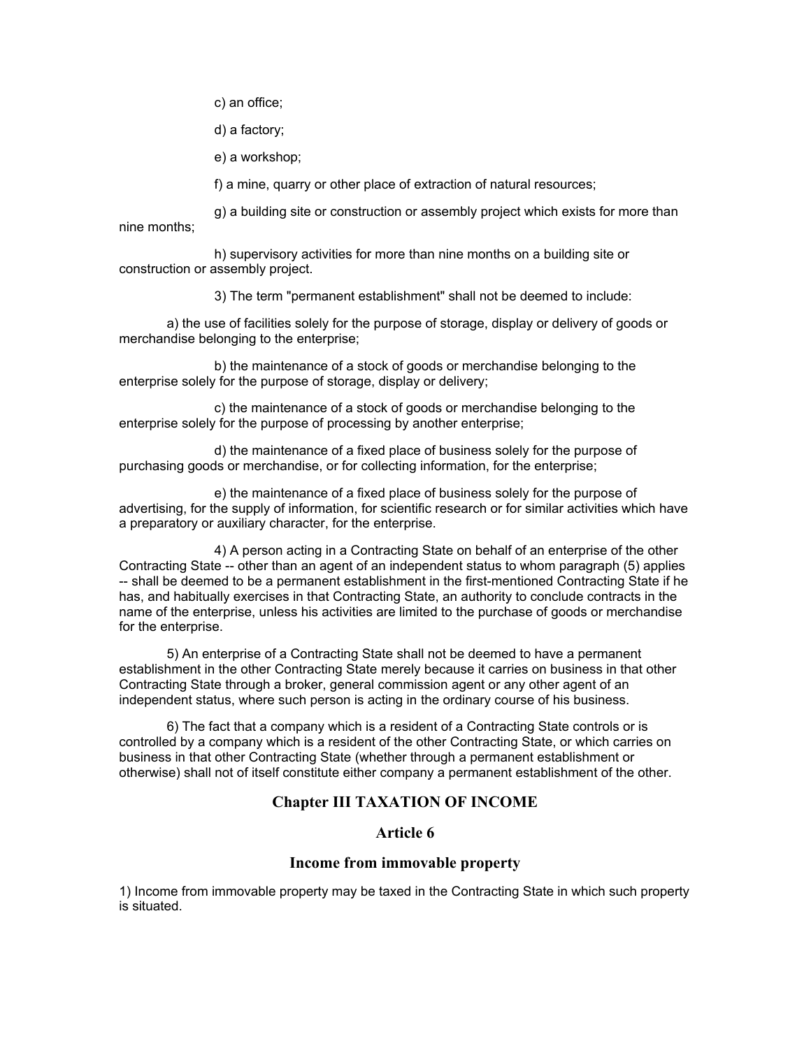c) an office;

d) a factory;

e) a workshop;

f) a mine, quarry or other place of extraction of natural resources;

g) a building site or construction or assembly project which exists for more than nine months;

h) supervisory activities for more than nine months on a building site or construction or assembly project.

3) The term "permanent establishment" shall not be deemed to include:

a) the use of facilities solely for the purpose of storage, display or delivery of goods or merchandise belonging to the enterprise;

b) the maintenance of a stock of goods or merchandise belonging to the enterprise solely for the purpose of storage, display or delivery;

c) the maintenance of a stock of goods or merchandise belonging to the enterprise solely for the purpose of processing by another enterprise;

d) the maintenance of a fixed place of business solely for the purpose of purchasing goods or merchandise, or for collecting information, for the enterprise;

e) the maintenance of a fixed place of business solely for the purpose of advertising, for the supply of information, for scientific research or for similar activities which have a preparatory or auxiliary character, for the enterprise.

4) A person acting in a Contracting State on behalf of an enterprise of the other Contracting State -- other than an agent of an independent status to whom paragraph (5) applies -- shall be deemed to be a permanent establishment in the first-mentioned Contracting State if he has, and habitually exercises in that Contracting State, an authority to conclude contracts in the name of the enterprise, unless his activities are limited to the purchase of goods or merchandise for the enterprise.

5) An enterprise of a Contracting State shall not be deemed to have a permanent establishment in the other Contracting State merely because it carries on business in that other Contracting State through a broker, general commission agent or any other agent of an independent status, where such person is acting in the ordinary course of his business.

6) The fact that a company which is a resident of a Contracting State controls or is controlled by a company which is a resident of the other Contracting State, or which carries on business in that other Contracting State (whether through a permanent establishment or otherwise) shall not of itself constitute either company a permanent establishment of the other.

## Chapter III TAXATION OF INCOME

### Article 6

### Income from immovable property

1) Income from immovable property may be taxed in the Contracting State in which such property is situated.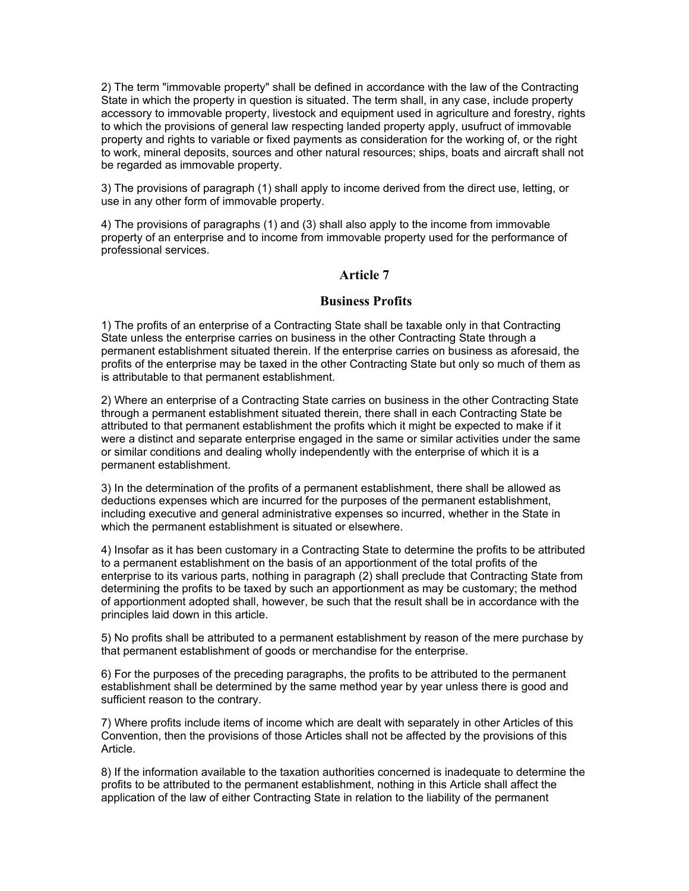2) The term "immovable property" shall be defined in accordance with the law of the Contracting State in which the property in question is situated. The term shall, in any case, include property accessory to immovable property, livestock and equipment used in agriculture and forestry, rights to which the provisions of general law respecting landed property apply, usufruct of immovable property and rights to variable or fixed payments as consideration for the working of, or the right to work, mineral deposits, sources and other natural resources; ships, boats and aircraft shall not be regarded as immovable property.

3) The provisions of paragraph (1) shall apply to income derived from the direct use, letting, or use in any other form of immovable property.

4) The provisions of paragraphs (1) and (3) shall also apply to the income from immovable property of an enterprise and to income from immovable property used for the performance of professional services.

## Article 7

## Business Profits

1) The profits of an enterprise of a Contracting State shall be taxable only in that Contracting State unless the enterprise carries on business in the other Contracting State through a permanent establishment situated therein. If the enterprise carries on business as aforesaid, the profits of the enterprise may be taxed in the other Contracting State but only so much of them as is attributable to that permanent establishment.

2) Where an enterprise of a Contracting State carries on business in the other Contracting State through a permanent establishment situated therein, there shall in each Contracting State be attributed to that permanent establishment the profits which it might be expected to make if it were a distinct and separate enterprise engaged in the same or similar activities under the same or similar conditions and dealing wholly independently with the enterprise of which it is a permanent establishment.

3) In the determination of the profits of a permanent establishment, there shall be allowed as deductions expenses which are incurred for the purposes of the permanent establishment, including executive and general administrative expenses so incurred, whether in the State in which the permanent establishment is situated or elsewhere.

4) Insofar as it has been customary in a Contracting State to determine the profits to be attributed to a permanent establishment on the basis of an apportionment of the total profits of the enterprise to its various parts, nothing in paragraph (2) shall preclude that Contracting State from determining the profits to be taxed by such an apportionment as may be customary; the method of apportionment adopted shall, however, be such that the result shall be in accordance with the principles laid down in this article.

5) No profits shall be attributed to a permanent establishment by reason of the mere purchase by that permanent establishment of goods or merchandise for the enterprise.

6) For the purposes of the preceding paragraphs, the profits to be attributed to the permanent establishment shall be determined by the same method year by year unless there is good and sufficient reason to the contrary.

7) Where profits include items of income which are dealt with separately in other Articles of this Convention, then the provisions of those Articles shall not be affected by the provisions of this Article.

8) If the information available to the taxation authorities concerned is inadequate to determine the profits to be attributed to the permanent establishment, nothing in this Article shall affect the application of the law of either Contracting State in relation to the liability of the permanent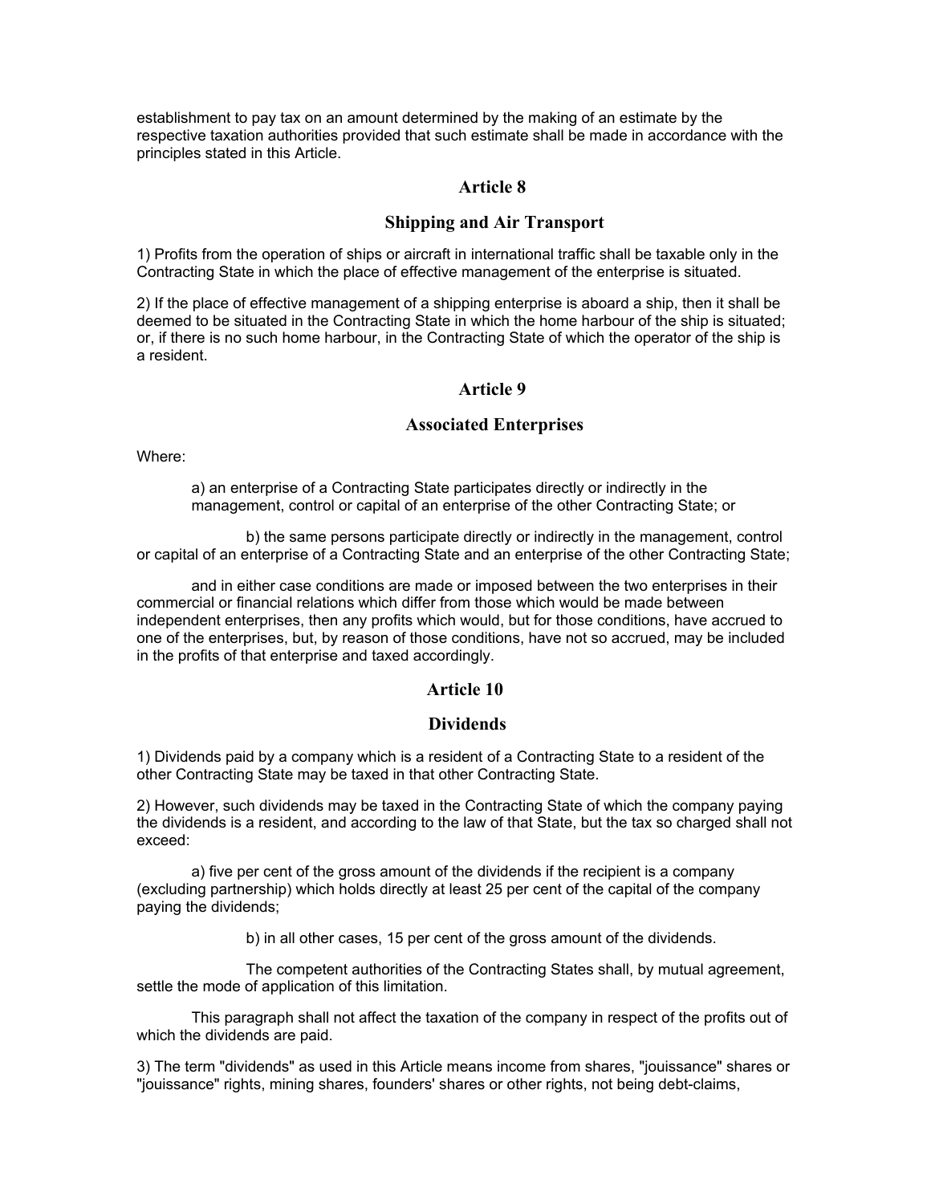establishment to pay tax on an amount determined by the making of an estimate by the respective taxation authorities provided that such estimate shall be made in accordance with the principles stated in this Article.

## Article 8

## Shipping and Air Transport

1) Profits from the operation of ships or aircraft in international traffic shall be taxable only in the Contracting State in which the place of effective management of the enterprise is situated.

2) If the place of effective management of a shipping enterprise is aboard a ship, then it shall be deemed to be situated in the Contracting State in which the home harbour of the ship is situated; or, if there is no such home harbour, in the Contracting State of which the operator of the ship is a resident.

## Article 9

## Associated Enterprises

Where:

a) an enterprise of a Contracting State participates directly or indirectly in the management, control or capital of an enterprise of the other Contracting State; or

b) the same persons participate directly or indirectly in the management, control or capital of an enterprise of a Contracting State and an enterprise of the other Contracting State;

and in either case conditions are made or imposed between the two enterprises in their commercial or financial relations which differ from those which would be made between independent enterprises, then any profits which would, but for those conditions, have accrued to one of the enterprises, but, by reason of those conditions, have not so accrued, may be included in the profits of that enterprise and taxed accordingly.

## Article 10

## Dividends

1) Dividends paid by a company which is a resident of a Contracting State to a resident of the other Contracting State may be taxed in that other Contracting State.

2) However, such dividends may be taxed in the Contracting State of which the company paying the dividends is a resident, and according to the law of that State, but the tax so charged shall not exceed:

a) five per cent of the gross amount of the dividends if the recipient is a company (excluding partnership) which holds directly at least 25 per cent of the capital of the company paying the dividends;

b) in all other cases, 15 per cent of the gross amount of the dividends.

The competent authorities of the Contracting States shall, by mutual agreement, settle the mode of application of this limitation.

This paragraph shall not affect the taxation of the company in respect of the profits out of which the dividends are paid.

3) The term "dividends" as used in this Article means income from shares, "jouissance" shares or "jouissance" rights, mining shares, founders' shares or other rights, not being debt-claims,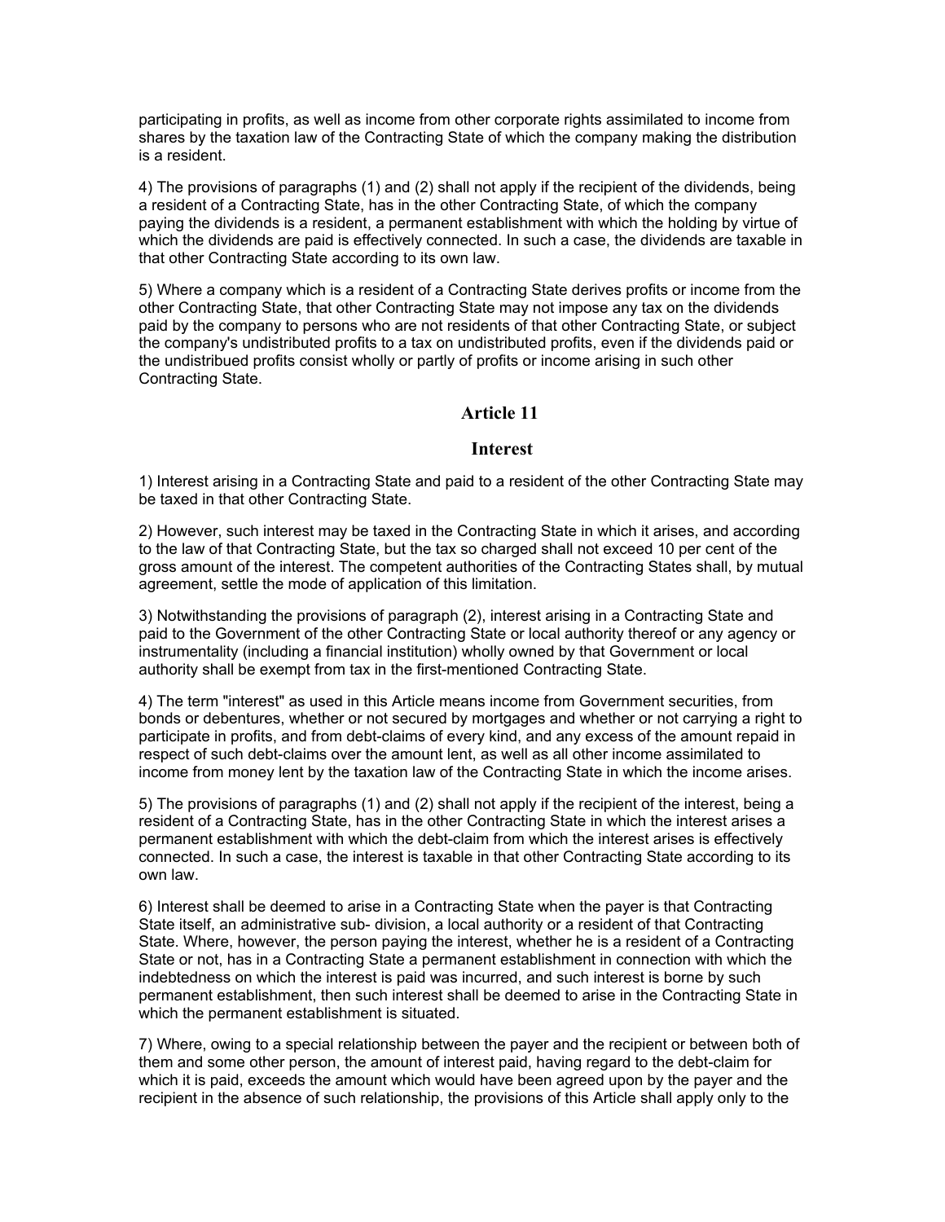participating in profits, as well as income from other corporate rights assimilated to income from shares by the taxation law of the Contracting State of which the company making the distribution is a resident.

4) The provisions of paragraphs (1) and (2) shall not apply if the recipient of the dividends, being a resident of a Contracting State, has in the other Contracting State, of which the company paying the dividends is a resident, a permanent establishment with which the holding by virtue of which the dividends are paid is effectively connected. In such a case, the dividends are taxable in that other Contracting State according to its own law.

5) Where a company which is a resident of a Contracting State derives profits or income from the other Contracting State, that other Contracting State may not impose any tax on the dividends paid by the company to persons who are not residents of that other Contracting State, or subject the company's undistributed profits to a tax on undistributed profits, even if the dividends paid or the undistribued profits consist wholly or partly of profits or income arising in such other Contracting State.

## Article 11

## Interest

1) Interest arising in a Contracting State and paid to a resident of the other Contracting State may be taxed in that other Contracting State.

2) However, such interest may be taxed in the Contracting State in which it arises, and according to the law of that Contracting State, but the tax so charged shall not exceed 10 per cent of the gross amount of the interest. The competent authorities of the Contracting States shall, by mutual agreement, settle the mode of application of this limitation.

3) Notwithstanding the provisions of paragraph (2), interest arising in a Contracting State and paid to the Government of the other Contracting State or local authority thereof or any agency or instrumentality (including a financial institution) wholly owned by that Government or local authority shall be exempt from tax in the first-mentioned Contracting State.

4) The term "interest" as used in this Article means income from Government securities, from bonds or debentures, whether or not secured by mortgages and whether or not carrying a right to participate in profits, and from debt-claims of every kind, and any excess of the amount repaid in respect of such debt-claims over the amount lent, as well as all other income assimilated to income from money lent by the taxation law of the Contracting State in which the income arises.

5) The provisions of paragraphs (1) and (2) shall not apply if the recipient of the interest, being a resident of a Contracting State, has in the other Contracting State in which the interest arises a permanent establishment with which the debt-claim from which the interest arises is effectively connected. In such a case, the interest is taxable in that other Contracting State according to its own law.

6) Interest shall be deemed to arise in a Contracting State when the payer is that Contracting State itself, an administrative sub- division, a local authority or a resident of that Contracting State. Where, however, the person paying the interest, whether he is a resident of a Contracting State or not, has in a Contracting State a permanent establishment in connection with which the indebtedness on which the interest is paid was incurred, and such interest is borne by such permanent establishment, then such interest shall be deemed to arise in the Contracting State in which the permanent establishment is situated.

7) Where, owing to a special relationship between the payer and the recipient or between both of them and some other person, the amount of interest paid, having regard to the debt-claim for which it is paid, exceeds the amount which would have been agreed upon by the payer and the recipient in the absence of such relationship, the provisions of this Article shall apply only to the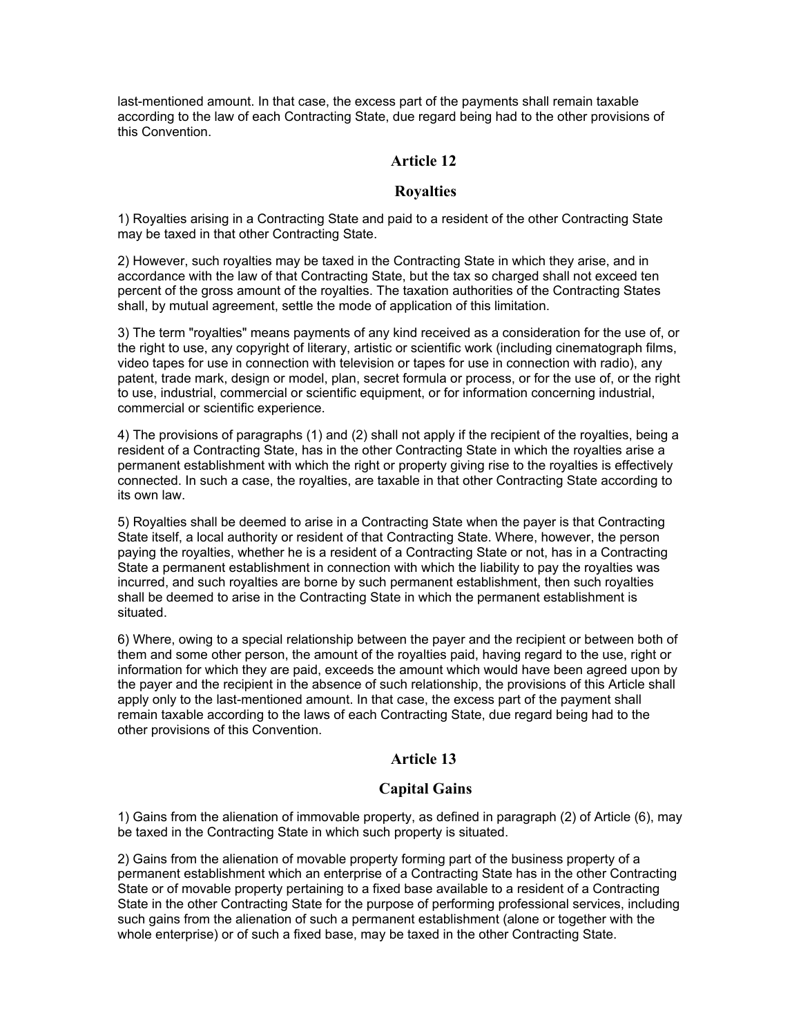last-mentioned amount. In that case, the excess part of the payments shall remain taxable according to the law of each Contracting State, due regard being had to the other provisions of this Convention.

## Article 12

## Royalties

1) Royalties arising in a Contracting State and paid to a resident of the other Contracting State may be taxed in that other Contracting State.

2) However, such royalties may be taxed in the Contracting State in which they arise, and in accordance with the law of that Contracting State, but the tax so charged shall not exceed ten percent of the gross amount of the royalties. The taxation authorities of the Contracting States shall, by mutual agreement, settle the mode of application of this limitation.

3) The term "royalties" means payments of any kind received as a consideration for the use of, or the right to use, any copyright of literary, artistic or scientific work (including cinematograph films, video tapes for use in connection with television or tapes for use in connection with radio), any patent, trade mark, design or model, plan, secret formula or process, or for the use of, or the right to use, industrial, commercial or scientific equipment, or for information concerning industrial, commercial or scientific experience.

4) The provisions of paragraphs (1) and (2) shall not apply if the recipient of the royalties, being a resident of a Contracting State, has in the other Contracting State in which the royalties arise a permanent establishment with which the right or property giving rise to the royalties is effectively connected. In such a case, the royalties, are taxable in that other Contracting State according to its own law.

5) Royalties shall be deemed to arise in a Contracting State when the payer is that Contracting State itself, a local authority or resident of that Contracting State. Where, however, the person paying the royalties, whether he is a resident of a Contracting State or not, has in a Contracting State a permanent establishment in connection with which the liability to pay the royalties was incurred, and such royalties are borne by such permanent establishment, then such royalties shall be deemed to arise in the Contracting State in which the permanent establishment is situated.

6) Where, owing to a special relationship between the payer and the recipient or between both of them and some other person, the amount of the royalties paid, having regard to the use, right or information for which they are paid, exceeds the amount which would have been agreed upon by the payer and the recipient in the absence of such relationship, the provisions of this Article shall apply only to the last-mentioned amount. In that case, the excess part of the payment shall remain taxable according to the laws of each Contracting State, due regard being had to the other provisions of this Convention.

## Article 13

## Capital Gains

1) Gains from the alienation of immovable property, as defined in paragraph (2) of Article (6), may be taxed in the Contracting State in which such property is situated.

2) Gains from the alienation of movable property forming part of the business property of a permanent establishment which an enterprise of a Contracting State has in the other Contracting State or of movable property pertaining to a fixed base available to a resident of a Contracting State in the other Contracting State for the purpose of performing professional services, including such gains from the alienation of such a permanent establishment (alone or together with the whole enterprise) or of such a fixed base, may be taxed in the other Contracting State.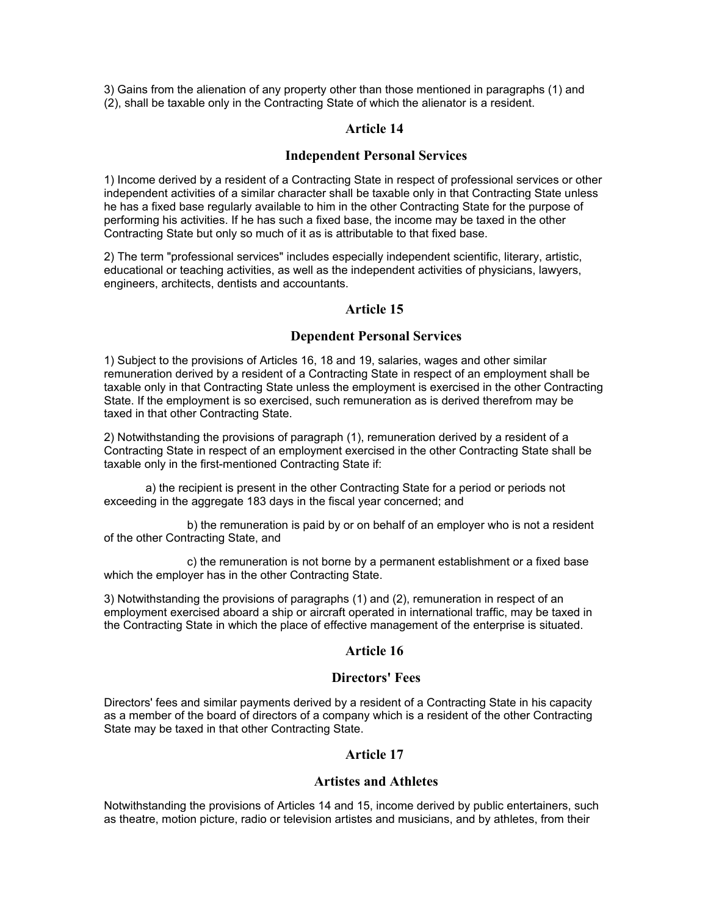3) Gains from the alienation of any property other than those mentioned in paragraphs (1) and (2), shall be taxable only in the Contracting State of which the alienator is a resident.

## Article 14

## Independent Personal Services

1) Income derived by a resident of a Contracting State in respect of professional services or other independent activities of a similar character shall be taxable only in that Contracting State unless he has a fixed base regularly available to him in the other Contracting State for the purpose of performing his activities. If he has such a fixed base, the income may be taxed in the other Contracting State but only so much of it as is attributable to that fixed base.

2) The term "professional services" includes especially independent scientific, literary, artistic, educational or teaching activities, as well as the independent activities of physicians, lawyers, engineers, architects, dentists and accountants.

## Article 15

## Dependent Personal Services

1) Subject to the provisions of Articles 16, 18 and 19, salaries, wages and other similar remuneration derived by a resident of a Contracting State in respect of an employment shall be taxable only in that Contracting State unless the employment is exercised in the other Contracting State. If the employment is so exercised, such remuneration as is derived therefrom may be taxed in that other Contracting State.

2) Notwithstanding the provisions of paragraph (1), remuneration derived by a resident of a Contracting State in respect of an employment exercised in the other Contracting State shall be taxable only in the first-mentioned Contracting State if:

a) the recipient is present in the other Contracting State for a period or periods not exceeding in the aggregate 183 days in the fiscal year concerned; and

b) the remuneration is paid by or on behalf of an employer who is not a resident of the other Contracting State, and

c) the remuneration is not borne by a permanent establishment or a fixed base which the employer has in the other Contracting State.

3) Notwithstanding the provisions of paragraphs (1) and (2), remuneration in respect of an employment exercised aboard a ship or aircraft operated in international traffic, may be taxed in the Contracting State in which the place of effective management of the enterprise is situated.

## Article 16

## Directors' Fees

Directors' fees and similar payments derived by a resident of a Contracting State in his capacity as a member of the board of directors of a company which is a resident of the other Contracting State may be taxed in that other Contracting State.

## Article 17

## Artistes and Athletes

Notwithstanding the provisions of Articles 14 and 15, income derived by public entertainers, such as theatre, motion picture, radio or television artistes and musicians, and by athletes, from their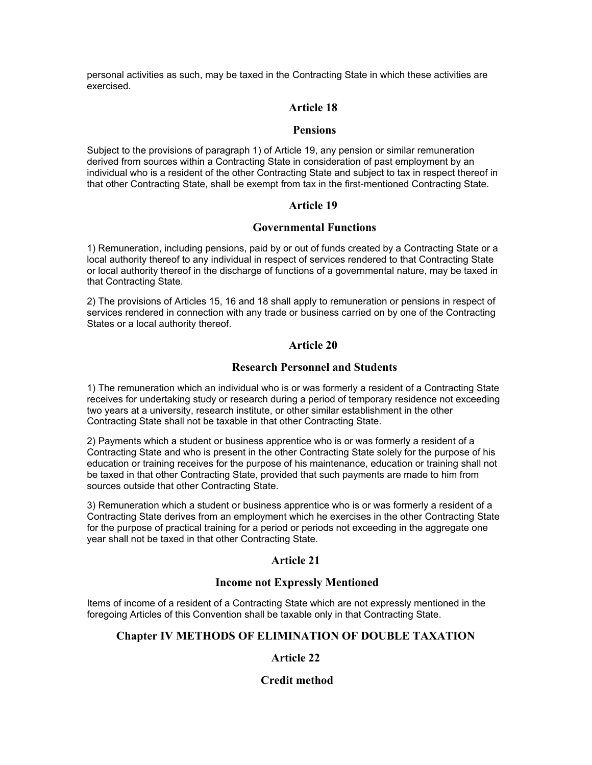personal activities as such, may be taxed in the Contracting State in which these activities are exercised.

## Article 18

### Pensions

Subject to the provisions of paragraph 1) of Article 19, any pension or similar remuneration derived from sources within a Contracting State in consideration of past employment by an individual who is a resident of the other Contracting State and subject to tax in respect thereof in that other Contracting State, shall be exempt from tax in the first-mentioned Contracting State.

## Article 19

### Governmental Functions

1) Remuneration, including pensions, paid by or out of funds created by a Contracting State or a local authority thereof to any individual in respect of services rendered to that Contracting State or local authority thereof in the discharge of functions of a governmental nature, may be taxed in that Contracting State.

2) The provisions of Articles 15, 16 and 18 shall apply to remuneration or pensions in respect of services rendered in connection with any trade or business carried on by one of the Contracting States or a local authority thereof.

## Article 20

### Research Personnel and Students

1) The remuneration which an individual who is or was formerly a resident of a Contracting State receives for undertaking study or research during a period of temporary residence not exceeding two years at a university, research institute, or other similar establishment in the other Contracting State shall not be taxable in that other Contracting State.

2) Payments which a student or business apprentice who is or was formerly a resident of a Contracting State and who is present in the other Contracting State solely for the purpose of his education or training receives for the purpose of his maintenance, education or training shall not be taxed in that other Contracting State, provided that such payments are made to him from sources outside that other Contracting State.

3) Remuneration which a student or business apprentice who is or was formerly a resident of a Contracting State derives from an employment which he exercises in the other Contracting State for the purpose of practical training for a period or periods not exceeding in the aggregate one year shall not be taxed in that other Contracting State.

## Article 21

### Income not Expressly Mentioned

Items of income of a resident of a Contracting State which are not expressly mentioned in the foregoing Articles of this Convention shall be taxable only in that Contracting State.

# Chapter IV METHODS OF ELIMINATION OF DOUBLE TAXATION

## Article 22

### Credit method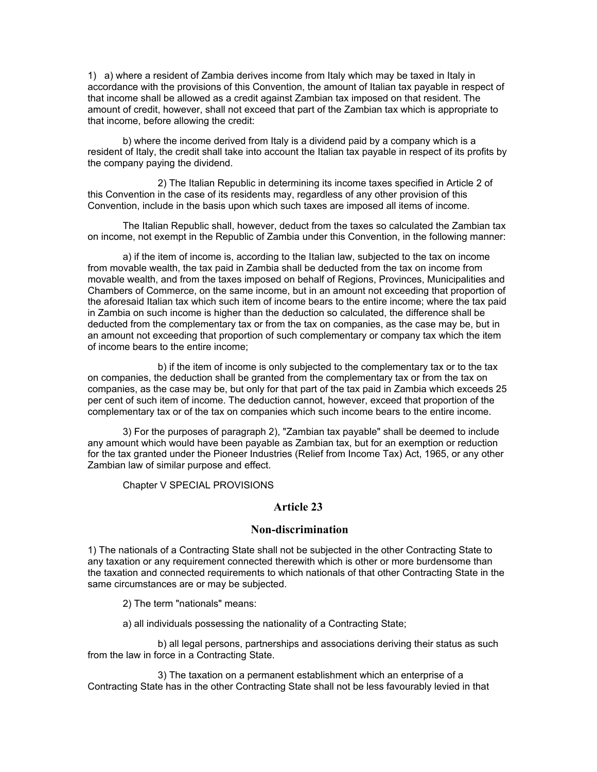1) a) where a resident of Zambia derives income from Italy which may be taxed in Italy in accordance with the provisions of this Convention, the amount of Italian tax payable in respect of that income shall be allowed as a credit against Zambian tax imposed on that resident. The amount of credit, however, shall not exceed that part of the Zambian tax which is appropriate to that income, before allowing the credit:

b) where the income derived from Italy is a dividend paid by a company which is a resident of Italy, the credit shall take into account the Italian tax payable in respect of its profits by the company paying the dividend.

2) The Italian Republic in determining its income taxes specified in Article 2 of this Convention in the case of its residents may, regardless of any other provision of this Convention, include in the basis upon which such taxes are imposed all items of income.

The Italian Republic shall, however, deduct from the taxes so calculated the Zambian tax on income, not exempt in the Republic of Zambia under this Convention, in the following manner:

a) if the item of income is, according to the Italian law, subjected to the tax on income from movable wealth, the tax paid in Zambia shall be deducted from the tax on income from movable wealth, and from the taxes imposed on behalf of Regions, Provinces, Municipalities and Chambers of Commerce, on the same income, but in an amount not exceeding that proportion of the aforesaid Italian tax which such item of income bears to the entire income; where the tax paid in Zambia on such income is higher than the deduction so calculated, the difference shall be deducted from the complementary tax or from the tax on companies, as the case may be, but in an amount not exceeding that proportion of such complementary or company tax which the item of income bears to the entire income;

b) if the item of income is only subjected to the complementary tax or to the tax on companies, the deduction shall be granted from the complementary tax or from the tax on companies, as the case may be, but only for that part of the tax paid in Zambia which exceeds 25 per cent of such item of income. The deduction cannot, however, exceed that proportion of the complementary tax or of the tax on companies which such income bears to the entire income.

3) For the purposes of paragraph 2), "Zambian tax payable" shall be deemed to include any amount which would have been payable as Zambian tax, but for an exemption or reduction for the tax granted under the Pioneer Industries (Relief from Income Tax) Act, 1965, or any other Zambian law of similar purpose and effect.

Chapter V SPECIAL PROVISIONS

## Article 23

## Non-discrimination

1) The nationals of a Contracting State shall not be subjected in the other Contracting State to any taxation or any requirement connected therewith which is other or more burdensome than the taxation and connected requirements to which nationals of that other Contracting State in the same circumstances are or may be subjected.

2) The term "nationals" means:

a) all individuals possessing the nationality of a Contracting State;

b) all legal persons, partnerships and associations deriving their status as such from the law in force in a Contracting State.

3) The taxation on a permanent establishment which an enterprise of a Contracting State has in the other Contracting State shall not be less favourably levied in that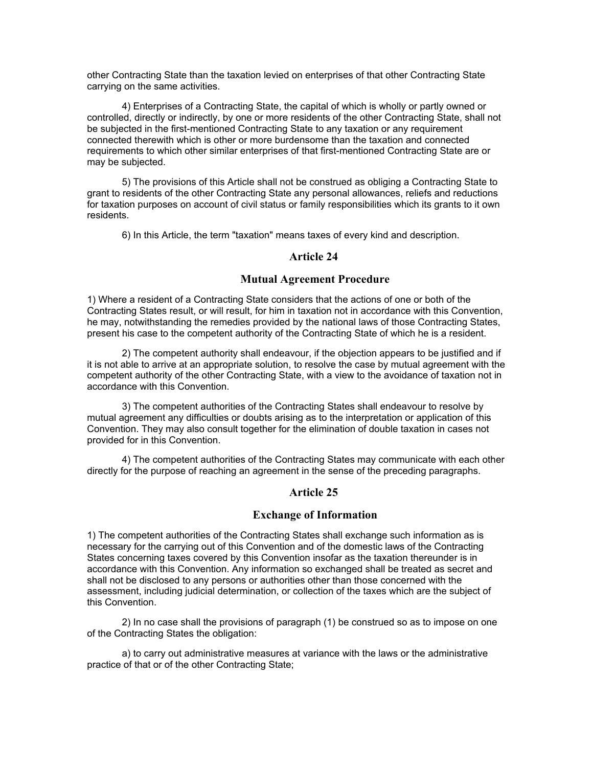other Contracting State than the taxation levied on enterprises of that other Contracting State carrying on the same activities.

4) Enterprises of a Contracting State, the capital of which is wholly or partly owned or controlled, directly or indirectly, by one or more residents of the other Contracting State, shall not be subjected in the first-mentioned Contracting State to any taxation or any requirement connected therewith which is other or more burdensome than the taxation and connected requirements to which other similar enterprises of that first-mentioned Contracting State are or may be subjected.

5) The provisions of this Article shall not be construed as obliging a Contracting State to grant to residents of the other Contracting State any personal allowances, reliefs and reductions for taxation purposes on account of civil status or family responsibilities which its grants to it own residents.

6) In this Article, the term "taxation" means taxes of every kind and description.

## Article 24

## Mutual Agreement Procedure

1) Where a resident of a Contracting State considers that the actions of one or both of the Contracting States result, or will result, for him in taxation not in accordance with this Convention, he may, notwithstanding the remedies provided by the national laws of those Contracting States, present his case to the competent authority of the Contracting State of which he is a resident.

2) The competent authority shall endeavour, if the objection appears to be justified and if it is not able to arrive at an appropriate solution, to resolve the case by mutual agreement with the competent authority of the other Contracting State, with a view to the avoidance of taxation not in accordance with this Convention.

3) The competent authorities of the Contracting States shall endeavour to resolve by mutual agreement any difficulties or doubts arising as to the interpretation or application of this Convention. They may also consult together for the elimination of double taxation in cases not provided for in this Convention.

4) The competent authorities of the Contracting States may communicate with each other directly for the purpose of reaching an agreement in the sense of the preceding paragraphs.

## Article 25

## Exchange of Information

1) The competent authorities of the Contracting States shall exchange such information as is necessary for the carrying out of this Convention and of the domestic laws of the Contracting States concerning taxes covered by this Convention insofar as the taxation thereunder is in accordance with this Convention. Any information so exchanged shall be treated as secret and shall not be disclosed to any persons or authorities other than those concerned with the assessment, including judicial determination, or collection of the taxes which are the subject of this Convention.

2) In no case shall the provisions of paragraph (1) be construed so as to impose on one of the Contracting States the obligation:

a) to carry out administrative measures at variance with the laws or the administrative practice of that or of the other Contracting State;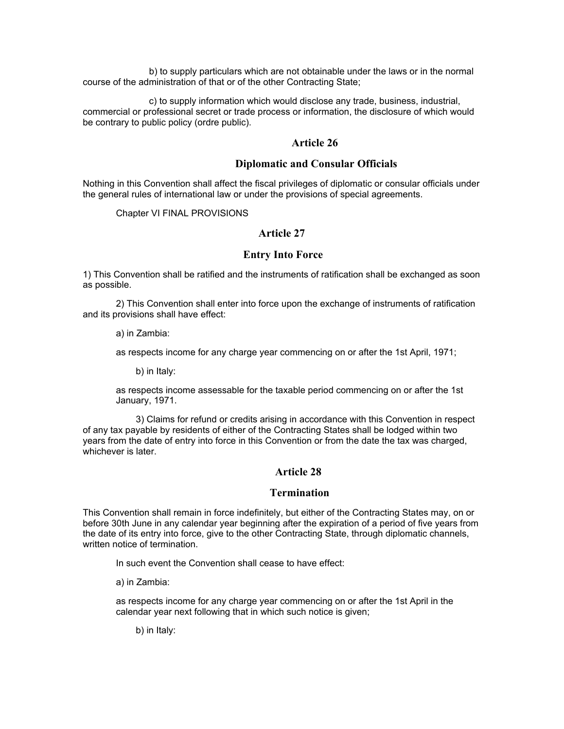b) to supply particulars which are not obtainable under the laws or in the normal course of the administration of that or of the other Contracting State;

c) to supply information which would disclose any trade, business, industrial, commercial or professional secret or trade process or information, the disclosure of which would be contrary to public policy (ordre public).

## Article 26

## Diplomatic and Consular Officials

Nothing in this Convention shall affect the fiscal privileges of diplomatic or consular officials under the general rules of international law or under the provisions of special agreements.

Chapter VI FINAL PROVISIONS

## Article 27

## Entry Into Force

1) This Convention shall be ratified and the instruments of ratification shall be exchanged as soon as possible.

2) This Convention shall enter into force upon the exchange of instruments of ratification and its provisions shall have effect:

a) in Zambia:

as respects income for any charge year commencing on or after the 1st April, 1971;

b) in Italy:

as respects income assessable for the taxable period commencing on or after the 1st January, 1971.

3) Claims for refund or credits arising in accordance with this Convention in respect of any tax payable by residents of either of the Contracting States shall be lodged within two years from the date of entry into force in this Convention or from the date the tax was charged, whichever is later.

## Article 28

## Termination

This Convention shall remain in force indefinitely, but either of the Contracting States may, on or before 30th June in any calendar year beginning after the expiration of a period of five years from the date of its entry into force, give to the other Contracting State, through diplomatic channels, written notice of termination.

In such event the Convention shall cease to have effect:

a) in Zambia:

as respects income for any charge year commencing on or after the 1st April in the calendar year next following that in which such notice is given;

b) in Italy: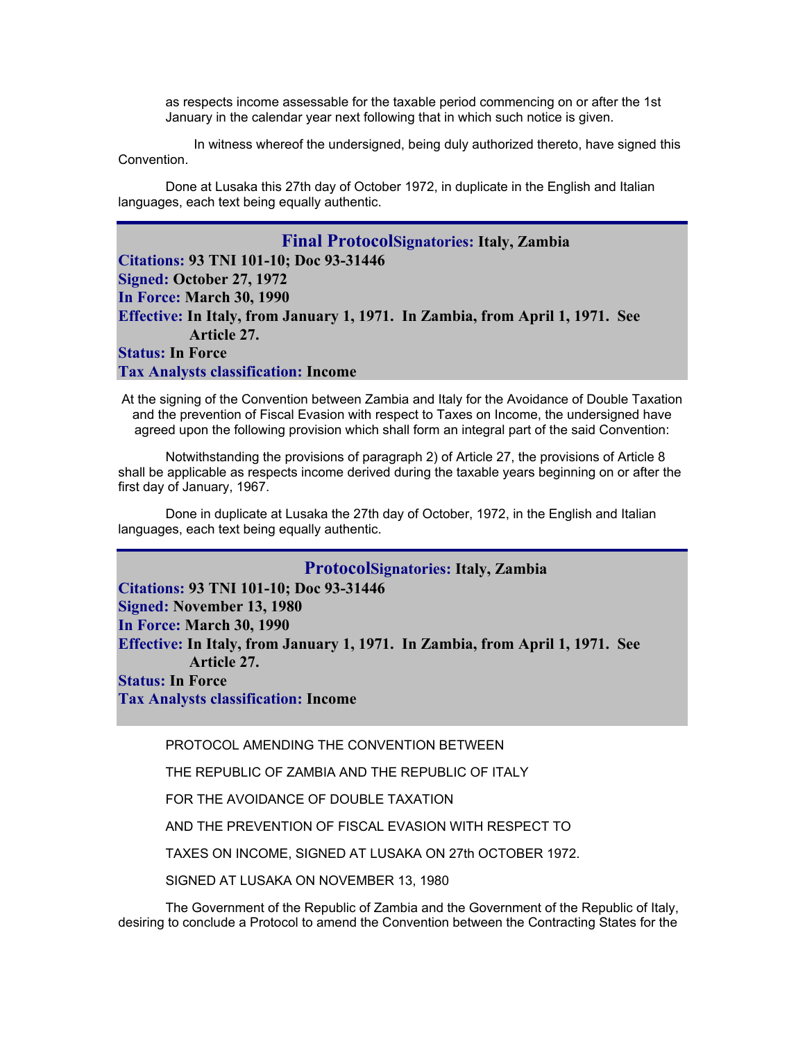as respects income assessable for the taxable period commencing on or after the 1st January in the calendar year next following that in which such notice is given.

In witness whereof the undersigned, being duly authorized thereto, have signed this Convention.

Done at Lusaka this 27th day of October 1972, in duplicate in the English and Italian languages, each text being equally authentic.

## Final Protocol

**Signatories:** Italy, Zambia
**Citations:** 93 TNI 101-10; Doc 93-31446
**Signed:** October 27, 1972
**In Force:** March 30, 1990
**Effective:** In Italy, from January 1, 1971. In Zambia, from April 1, 1971. See Article 27.
**Status:** In Force
**Tax Analysts classification:** Income

At the signing of the Convention between Zambia and Italy for the Avoidance of Double Taxation and the prevention of Fiscal Evasion with respect to Taxes on Income, the undersigned have agreed upon the following provision which shall form an integral part of the said Convention:

Notwithstanding the provisions of paragraph 2) of Article 27, the provisions of Article 8 shall be applicable as respects income derived during the taxable years beginning on or after the first day of January, 1967.

Done in duplicate at Lusaka the 27th day of October, 1972, in the English and Italian languages, each text being equally authentic.

## Protocol

**Signatories:** Italy, Zambia
**Citations:** 93 TNI 101-10; Doc 93-31446
**Signed:** November 13, 1980
**In Force:** March 30, 1990
**Effective:** In Italy, from January 1, 1971. In Zambia, from April 1, 1971. See Article 27.
**Status:** In Force
**Tax Analysts classification:** Income

PROTOCOL AMENDING THE CONVENTION BETWEEN

THE REPUBLIC OF ZAMBIA AND THE REPUBLIC OF ITALY

FOR THE AVOIDANCE OF DOUBLE TAXATION

AND THE PREVENTION OF FISCAL EVASION WITH RESPECT TO

TAXES ON INCOME, SIGNED AT LUSAKA ON 27th OCTOBER 1972.

SIGNED AT LUSAKA ON NOVEMBER 13, 1980

The Government of the Republic of Zambia and the Government of the Republic of Italy, desiring to conclude a Protocol to amend the Convention between the Contracting States for the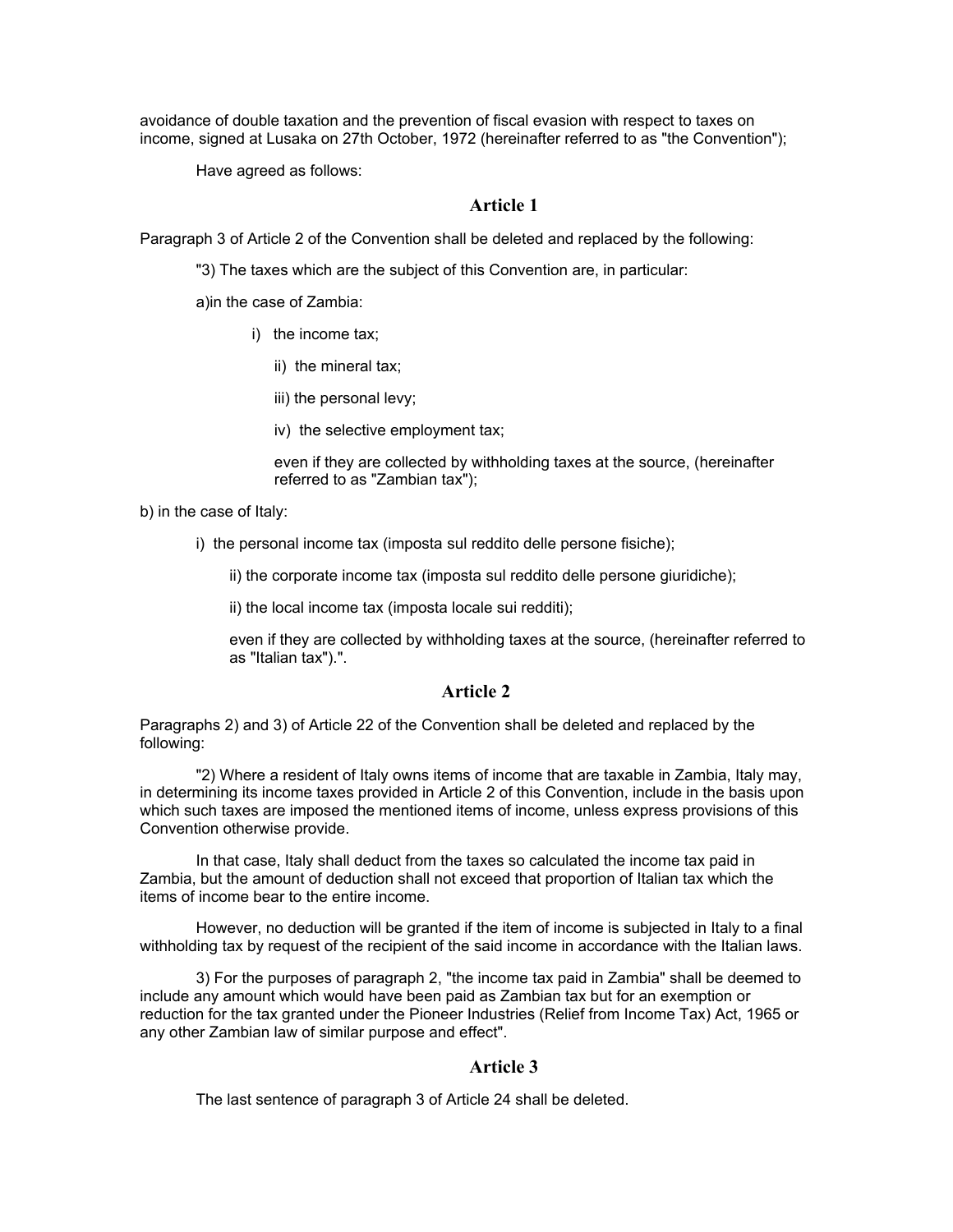avoidance of double taxation and the prevention of fiscal evasion with respect to taxes on income, signed at Lusaka on 27th October, 1972 (hereinafter referred to as "the Convention");

Have agreed as follows:

## Article 1

Paragraph 3 of Article 2 of the Convention shall be deleted and replaced by the following:

"3) The taxes which are the subject of this Convention are, in particular:

a)in the case of Zambia:

i) the income tax;

ii) the mineral tax;

iii) the personal levy;

iv) the selective employment tax;

even if they are collected by withholding taxes at the source, (hereinafter referred to as "Zambian tax");

b) in the case of Italy:

i) the personal income tax (imposta sul reddito delle persone fisiche);

ii) the corporate income tax (imposta sul reddito delle persone giuridiche);

ii) the local income tax (imposta locale sui redditi);

even if they are collected by withholding taxes at the source, (hereinafter referred to as "Italian tax").".

## Article 2

Paragraphs 2) and 3) of Article 22 of the Convention shall be deleted and replaced by the following:

"2) Where a resident of Italy owns items of income that are taxable in Zambia, Italy may, in determining its income taxes provided in Article 2 of this Convention, include in the basis upon which such taxes are imposed the mentioned items of income, unless express provisions of this Convention otherwise provide.

In that case, Italy shall deduct from the taxes so calculated the income tax paid in Zambia, but the amount of deduction shall not exceed that proportion of Italian tax which the items of income bear to the entire income.

However, no deduction will be granted if the item of income is subjected in Italy to a final withholding tax by request of the recipient of the said income in accordance with the Italian laws.

3) For the purposes of paragraph 2, "the income tax paid in Zambia" shall be deemed to include any amount which would have been paid as Zambian tax but for an exemption or reduction for the tax granted under the Pioneer Industries (Relief from Income Tax) Act, 1965 or any other Zambian law of similar purpose and effect".

## Article 3

The last sentence of paragraph 3 of Article 24 shall be deleted.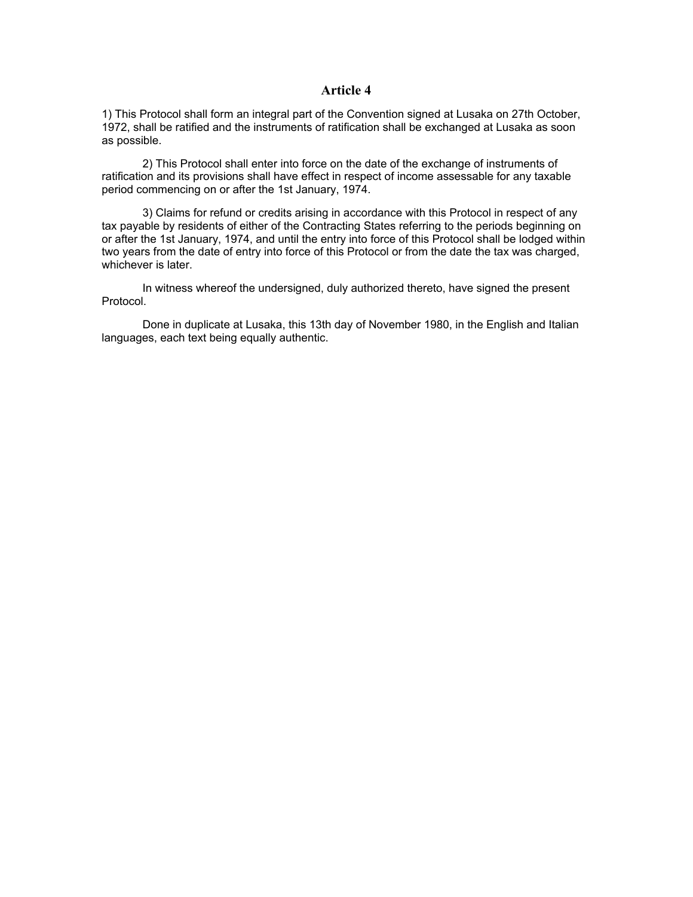## Article 4

1) This Protocol shall form an integral part of the Convention signed at Lusaka on 27th October, 1972, shall be ratified and the instruments of ratification shall be exchanged at Lusaka as soon as possible.

2) This Protocol shall enter into force on the date of the exchange of instruments of ratification and its provisions shall have effect in respect of income assessable for any taxable period commencing on or after the 1st January, 1974.

3) Claims for refund or credits arising in accordance with this Protocol in respect of any tax payable by residents of either of the Contracting States referring to the periods beginning on or after the 1st January, 1974, and until the entry into force of this Protocol shall be lodged within two years from the date of entry into force of this Protocol or from the date the tax was charged, whichever is later.

In witness whereof the undersigned, duly authorized thereto, have signed the present Protocol.

Done in duplicate at Lusaka, this 13th day of November 1980, in the English and Italian languages, each text being equally authentic.